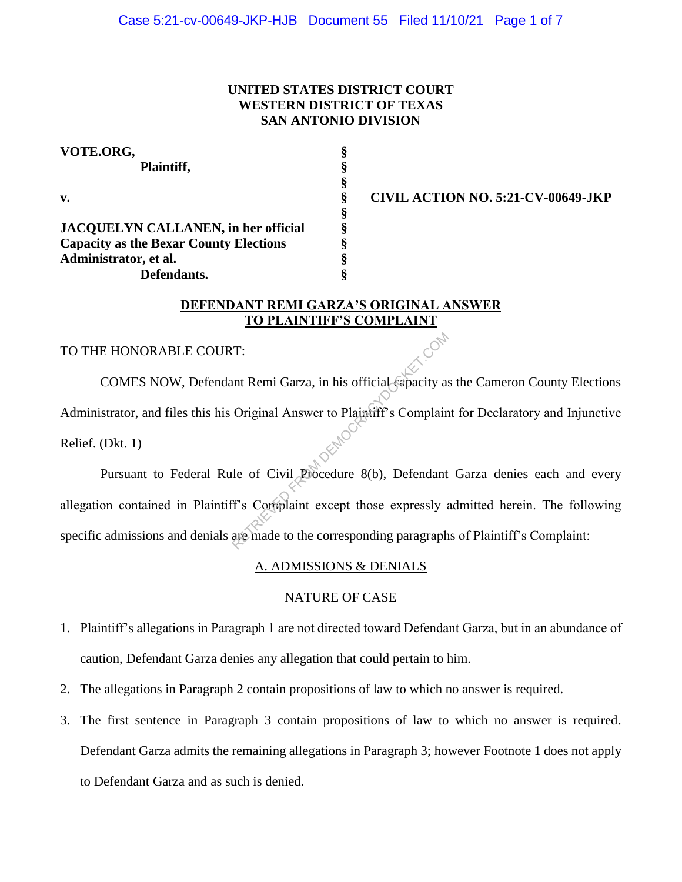**UNITED STATES DISTRICT COURT**
**WESTERN DISTRICT OF TEXAS**
**SAN ANTONIO DIVISION**

| | | |
|---|---|---|
| **VOTE.ORG,** | § | |
| **Plaintiff,** | § | |
| | § | |
| **v.** | § | **CIVIL ACTION NO. 5:21-CV-00649-JKP** |
| | § | |
| **JACQUELYN CALLANEN, in her official Capacity as the Bexar County Elections Administrator, et al.** | § | |
| **Defendants.** | § | |

**DEFENDANT REMI GARZA'S ORIGINAL ANSWER TO PLAINTIFF'S COMPLAINT**

TO THE HONORABLE COURT:

COMES NOW, Defendant Remi Garza, in his official capacity as the Cameron County Elections Administrator, and files this his Original Answer to Plaintiff's Complaint for Declaratory and Injunctive Relief. (Dkt. 1)

Pursuant to Federal Rule of Civil Procedure 8(b), Defendant Garza denies each and every allegation contained in Plaintiff's Complaint except those expressly admitted herein. The following specific admissions and denials are made to the corresponding paragraphs of Plaintiff's Complaint:

A. ADMISSIONS & DENIALS

NATURE OF CASE

1. Plaintiff's allegations in Paragraph 1 are not directed toward Defendant Garza, but in an abundance of caution, Defendant Garza denies any allegation that could pertain to him.
2. The allegations in Paragraph 2 contain propositions of law to which no answer is required.
3. The first sentence in Paragraph 3 contain propositions of law to which no answer is required. Defendant Garza admits the remaining allegations in Paragraph 3; however Footnote 1 does not apply to Defendant Garza and as such is denied.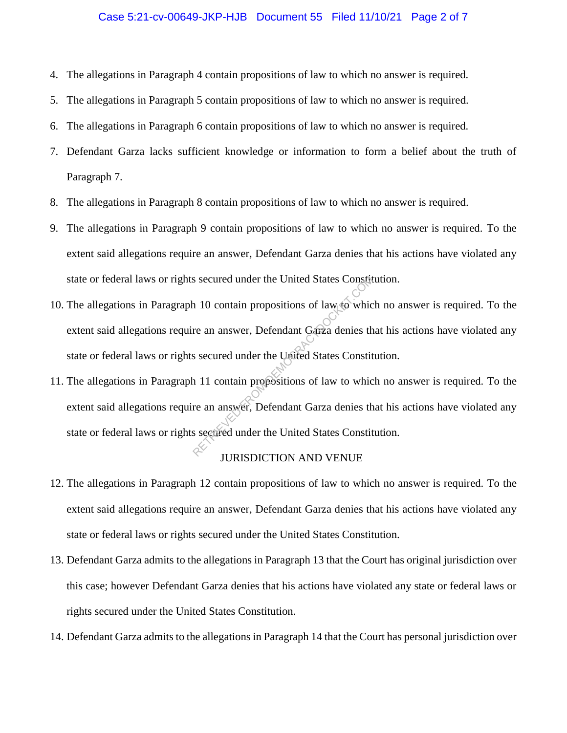4. The allegations in Paragraph 4 contain propositions of law to which no answer is required.
5. The allegations in Paragraph 5 contain propositions of law to which no answer is required.
6. The allegations in Paragraph 6 contain propositions of law to which no answer is required.
7. Defendant Garza lacks sufficient knowledge or information to form a belief about the truth of Paragraph 7.
8. The allegations in Paragraph 8 contain propositions of law to which no answer is required.
9. The allegations in Paragraph 9 contain propositions of law to which no answer is required. To the extent said allegations require an answer, Defendant Garza denies that his actions have violated any state or federal laws or rights secured under the United States Constitution.
10. The allegations in Paragraph 10 contain propositions of law to which no answer is required. To the extent said allegations require an answer, Defendant Garza denies that his actions have violated any state or federal laws or rights secured under the United States Constitution.
11. The allegations in Paragraph 11 contain propositions of law to which no answer is required. To the extent said allegations require an answer, Defendant Garza denies that his actions have violated any state or federal laws or rights secured under the United States Constitution.

JURISDICTION AND VENUE

12. The allegations in Paragraph 12 contain propositions of law to which no answer is required. To the extent said allegations require an answer, Defendant Garza denies that his actions have violated any state or federal laws or rights secured under the United States Constitution.
13. Defendant Garza admits to the allegations in Paragraph 13 that the Court has original jurisdiction over this case; however Defendant Garza denies that his actions have violated any state or federal laws or rights secured under the United States Constitution.
14. Defendant Garza admits to the allegations in Paragraph 14 that the Court has personal jurisdiction over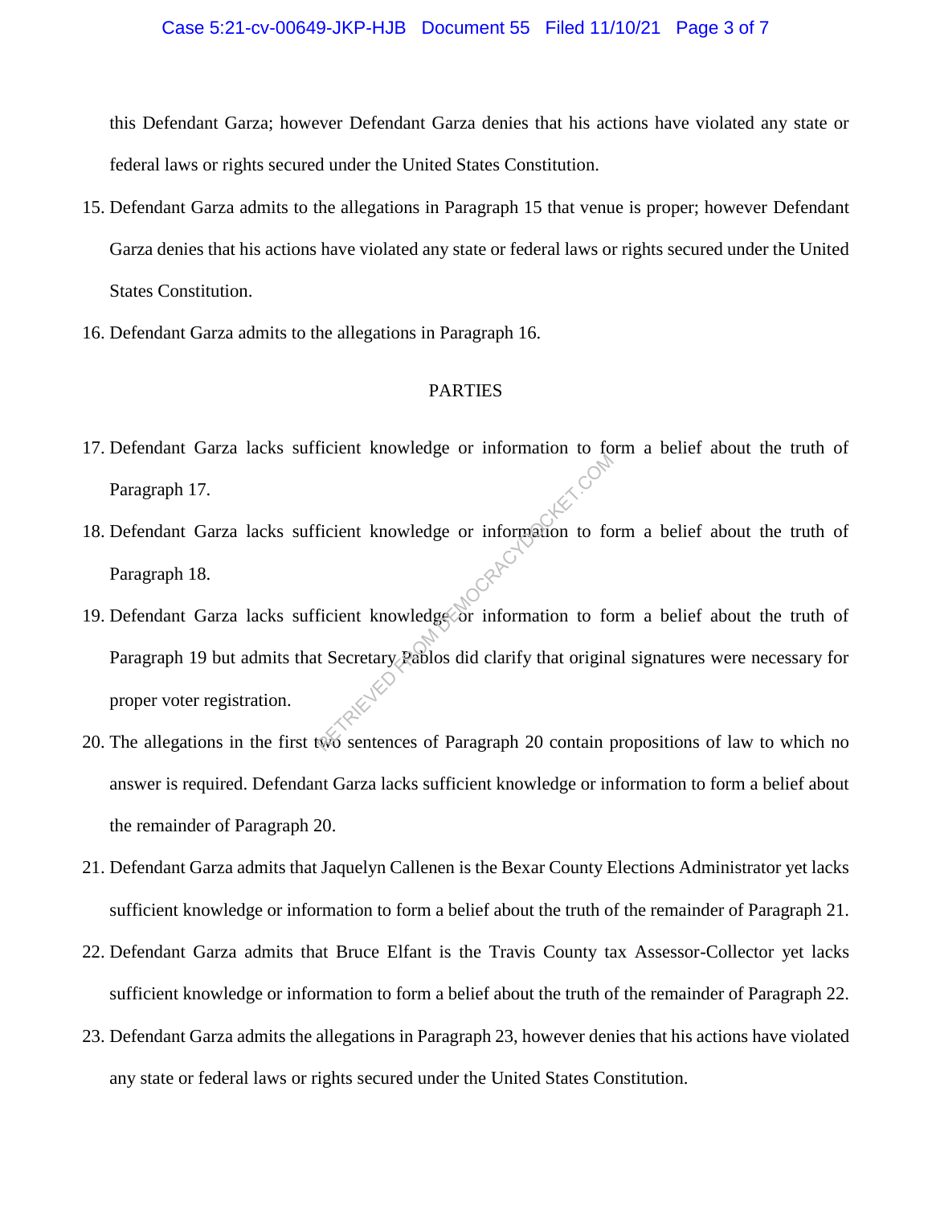this Defendant Garza; however Defendant Garza denies that his actions have violated any state or federal laws or rights secured under the United States Constitution.

15. Defendant Garza admits to the allegations in Paragraph 15 that venue is proper; however Defendant Garza denies that his actions have violated any state or federal laws or rights secured under the United States Constitution.
16. Defendant Garza admits to the allegations in Paragraph 16.

## PARTIES

17. Defendant Garza lacks sufficient knowledge or information to form a belief about the truth of Paragraph 17.
18. Defendant Garza lacks sufficient knowledge or information to form a belief about the truth of Paragraph 18.
19. Defendant Garza lacks sufficient knowledge or information to form a belief about the truth of Paragraph 19 but admits that Secretary Pablos did clarify that original signatures were necessary for proper voter registration.
20. The allegations in the first two sentences of Paragraph 20 contain propositions of law to which no answer is required. Defendant Garza lacks sufficient knowledge or information to form a belief about the remainder of Paragraph 20.
21. Defendant Garza admits that Jaquelyn Callenen is the Bexar County Elections Administrator yet lacks sufficient knowledge or information to form a belief about the truth of the remainder of Paragraph 21.
22. Defendant Garza admits that Bruce Elfant is the Travis County tax Assessor-Collector yet lacks sufficient knowledge or information to form a belief about the truth of the remainder of Paragraph 22.
23. Defendant Garza admits the allegations in Paragraph 23, however denies that his actions have violated any state or federal laws or rights secured under the United States Constitution.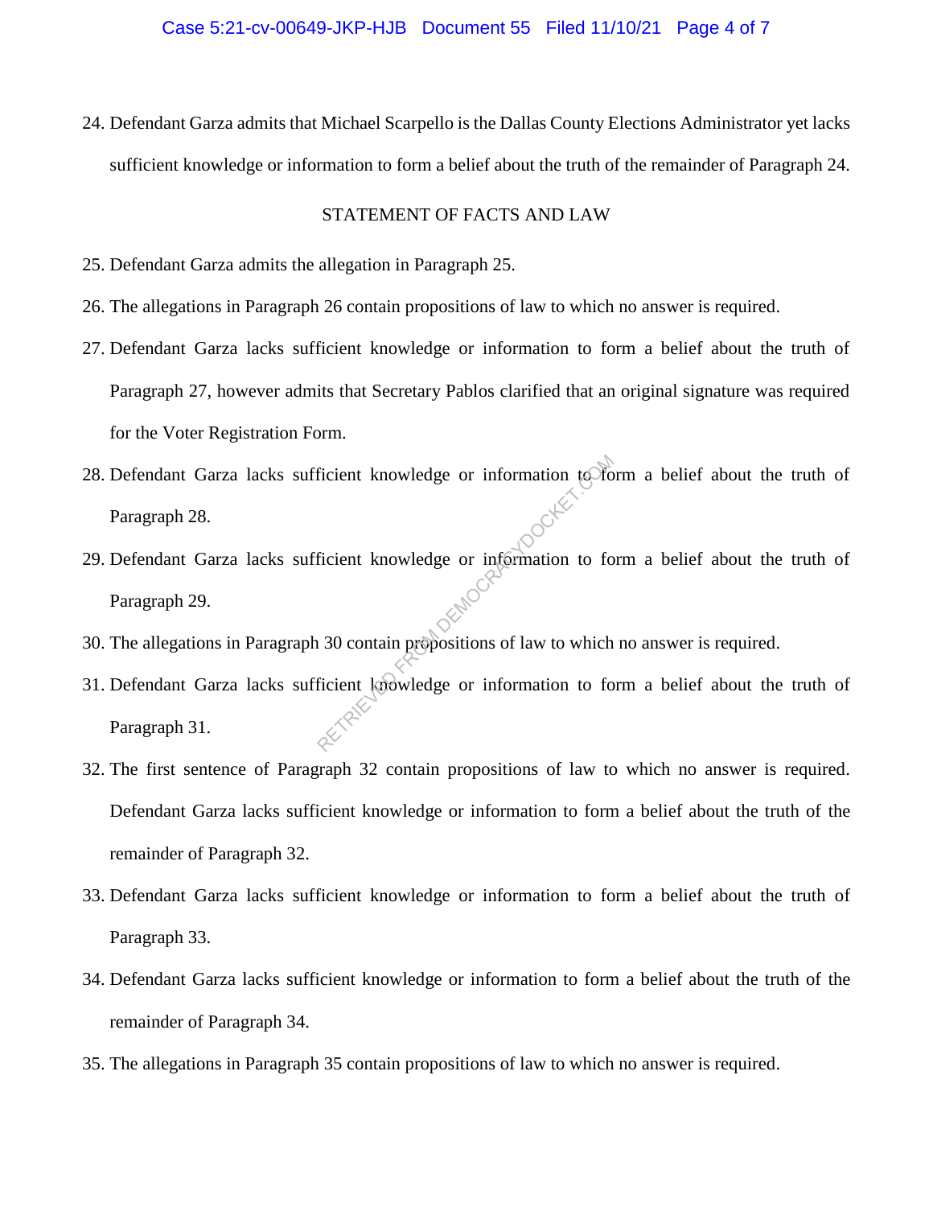24. Defendant Garza admits that Michael Scarpello is the Dallas County Elections Administrator yet lacks sufficient knowledge or information to form a belief about the truth of the remainder of Paragraph 24.

## STATEMENT OF FACTS AND LAW

25. Defendant Garza admits the allegation in Paragraph 25.
26. The allegations in Paragraph 26 contain propositions of law to which no answer is required.
27. Defendant Garza lacks sufficient knowledge or information to form a belief about the truth of Paragraph 27, however admits that Secretary Pablos clarified that an original signature was required for the Voter Registration Form.
28. Defendant Garza lacks sufficient knowledge or information to form a belief about the truth of Paragraph 28.
29. Defendant Garza lacks sufficient knowledge or information to form a belief about the truth of Paragraph 29.
30. The allegations in Paragraph 30 contain propositions of law to which no answer is required.
31. Defendant Garza lacks sufficient knowledge or information to form a belief about the truth of Paragraph 31.
32. The first sentence of Paragraph 32 contain propositions of law to which no answer is required. Defendant Garza lacks sufficient knowledge or information to form a belief about the truth of the remainder of Paragraph 32.
33. Defendant Garza lacks sufficient knowledge or information to form a belief about the truth of Paragraph 33.
34. Defendant Garza lacks sufficient knowledge or information to form a belief about the truth of the remainder of Paragraph 34.
35. The allegations in Paragraph 35 contain propositions of law to which no answer is required.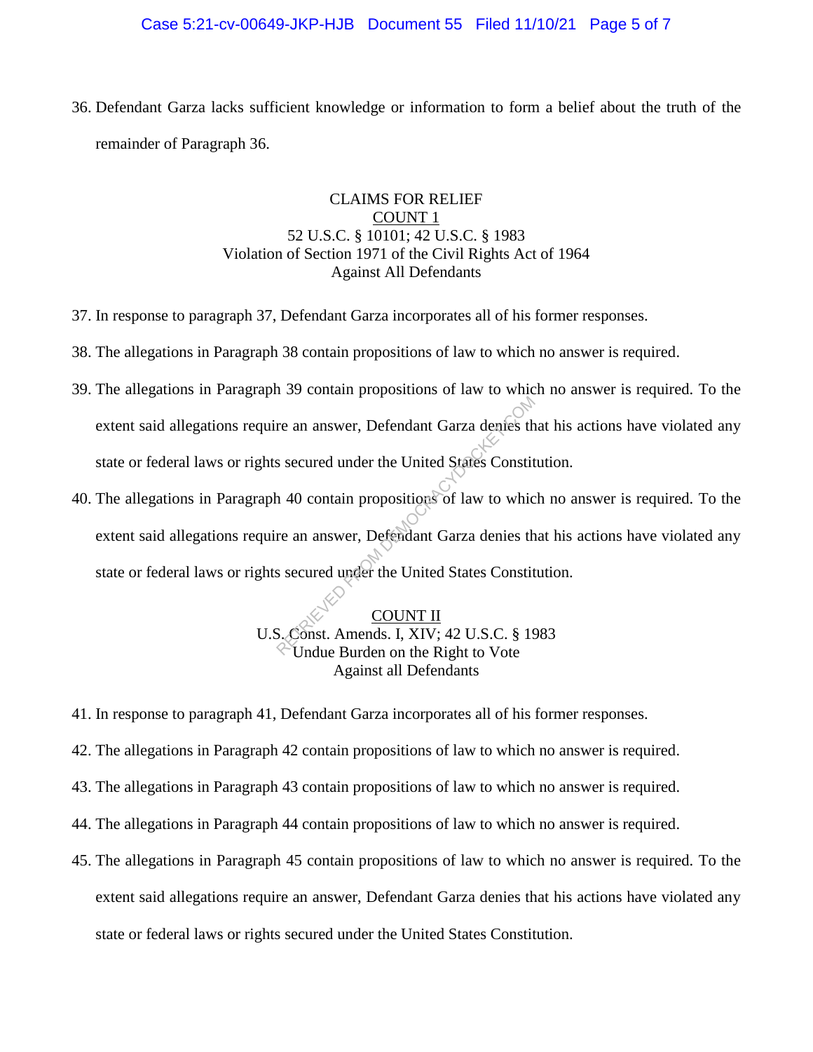36. Defendant Garza lacks sufficient knowledge or information to form a belief about the truth of the remainder of Paragraph 36.

## CLAIMS FOR RELIEF

### COUNT 1

### 52 U.S.C. § 10101; 42 U.S.C. § 1983
### Violation of Section 1971 of the Civil Rights Act of 1964
### Against All Defendants

37. In response to paragraph 37, Defendant Garza incorporates all of his former responses.
38. The allegations in Paragraph 38 contain propositions of law to which no answer is required.
39. The allegations in Paragraph 39 contain propositions of law to which no answer is required. To the extent said allegations require an answer, Defendant Garza denies that his actions have violated any state or federal laws or rights secured under the United States Constitution.
40. The allegations in Paragraph 40 contain propositions of law to which no answer is required. To the extent said allegations require an answer, Defendant Garza denies that his actions have violated any state or federal laws or rights secured under the United States Constitution.

### COUNT II

### U.S. Const. Amends. I, XIV; 42 U.S.C. § 1983
### Undue Burden on the Right to Vote
### Against all Defendants

41. In response to paragraph 41, Defendant Garza incorporates all of his former responses.
42. The allegations in Paragraph 42 contain propositions of law to which no answer is required.
43. The allegations in Paragraph 43 contain propositions of law to which no answer is required.
44. The allegations in Paragraph 44 contain propositions of law to which no answer is required.
45. The allegations in Paragraph 45 contain propositions of law to which no answer is required. To the extent said allegations require an answer, Defendant Garza denies that his actions have violated any state or federal laws or rights secured under the United States Constitution.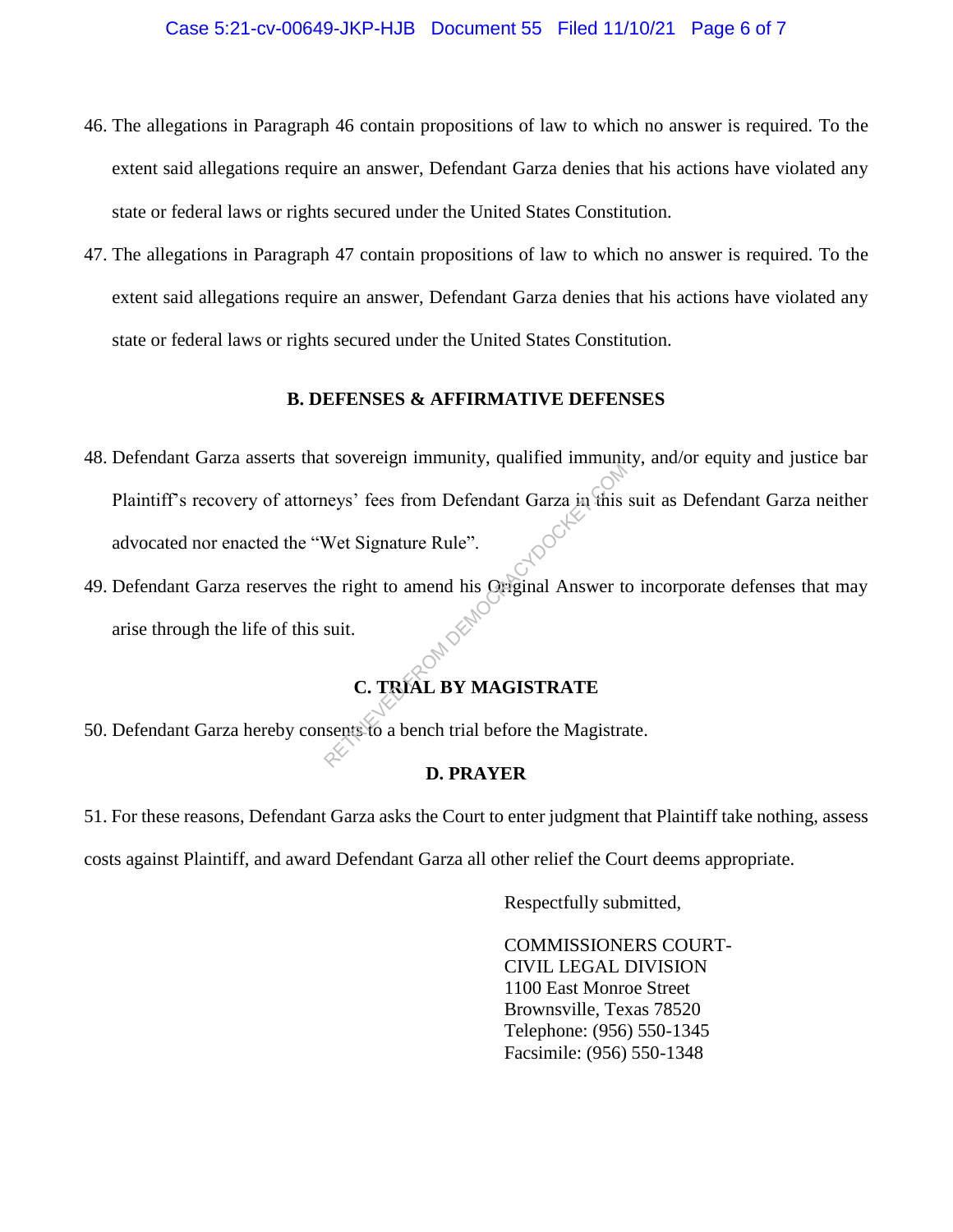46. The allegations in Paragraph 46 contain propositions of law to which no answer is required. To the extent said allegations require an answer, Defendant Garza denies that his actions have violated any state or federal laws or rights secured under the United States Constitution.

47. The allegations in Paragraph 47 contain propositions of law to which no answer is required. To the extent said allegations require an answer, Defendant Garza denies that his actions have violated any state or federal laws or rights secured under the United States Constitution.

### B. DEFENSES & AFFIRMATIVE DEFENSES

48. Defendant Garza asserts that sovereign immunity, qualified immunity, and/or equity and justice bar Plaintiff's recovery of attorneys' fees from Defendant Garza in this suit as Defendant Garza neither advocated nor enacted the "Wet Signature Rule".

49. Defendant Garza reserves the right to amend his Original Answer to incorporate defenses that may arise through the life of this suit.

### C. TRIAL BY MAGISTRATE

50. Defendant Garza hereby consents to a bench trial before the Magistrate.

### D. PRAYER

51. For these reasons, Defendant Garza asks the Court to enter judgment that Plaintiff take nothing, assess costs against Plaintiff, and award Defendant Garza all other relief the Court deems appropriate.

Respectfully submitted,

COMMISSIONERS COURT-
CIVIL LEGAL DIVISION
1100 East Monroe Street
Brownsville, Texas 78520
Telephone: (956) 550-1345
Facsimile: (956) 550-1348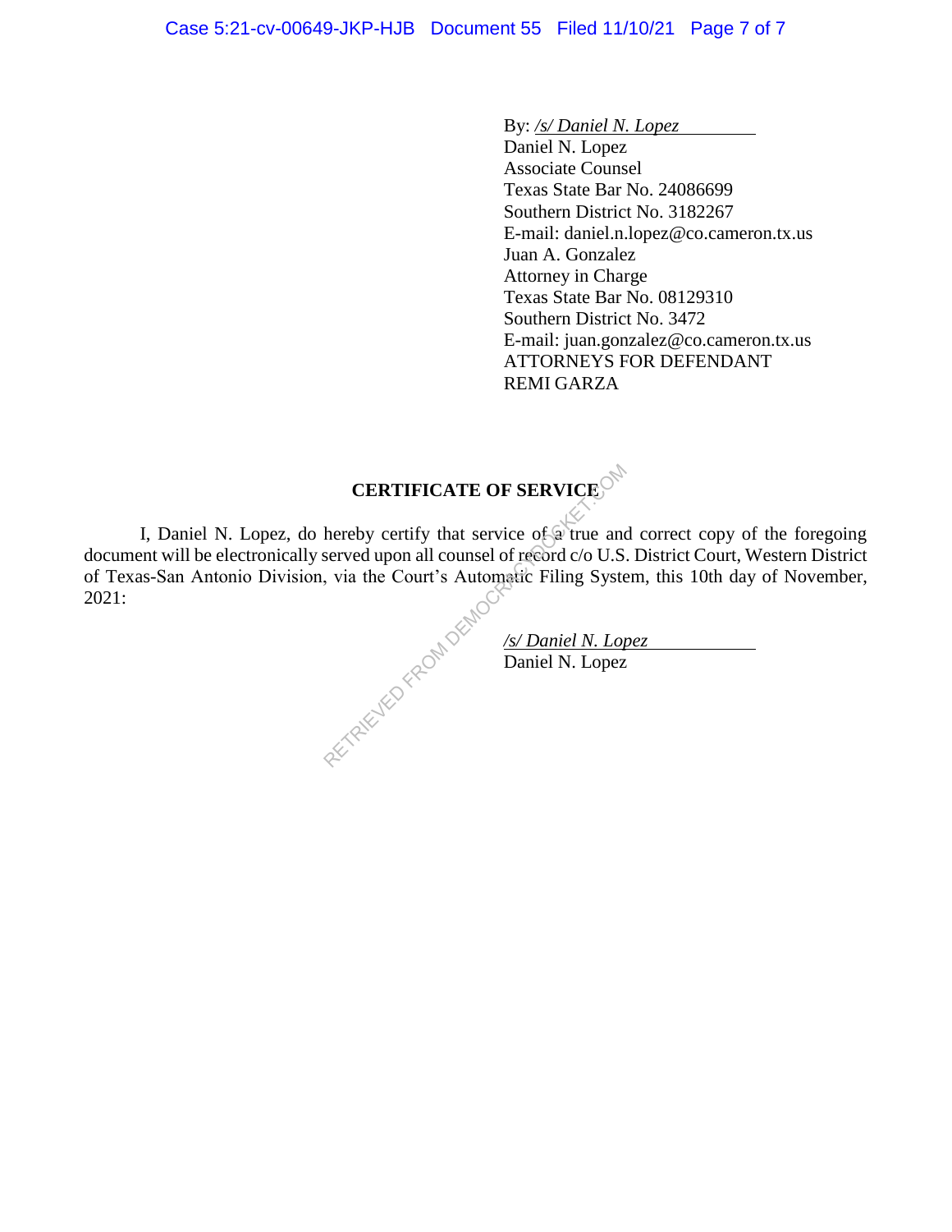By: */s/ Daniel N. Lopez*
Daniel N. Lopez
Associate Counsel
Texas State Bar No. 24086699
Southern District No. 3182267
E-mail: daniel.n.lopez@co.cameron.tx.us
Juan A. Gonzalez
Attorney in Charge
Texas State Bar No. 08129310
Southern District No. 3472
E-mail: juan.gonzalez@co.cameron.tx.us
ATTORNEYS FOR DEFENDANT
REMI GARZA

**CERTIFICATE OF SERVICE**

I, Daniel N. Lopez, do hereby certify that service of a true and correct copy of the foregoing document will be electronically served upon all counsel of record c/o U.S. District Court, Western District of Texas-San Antonio Division, via the Court's Automatic Filing System, this 10th day of November, 2021:

*/s/ Daniel N. Lopez*
Daniel N. Lopez